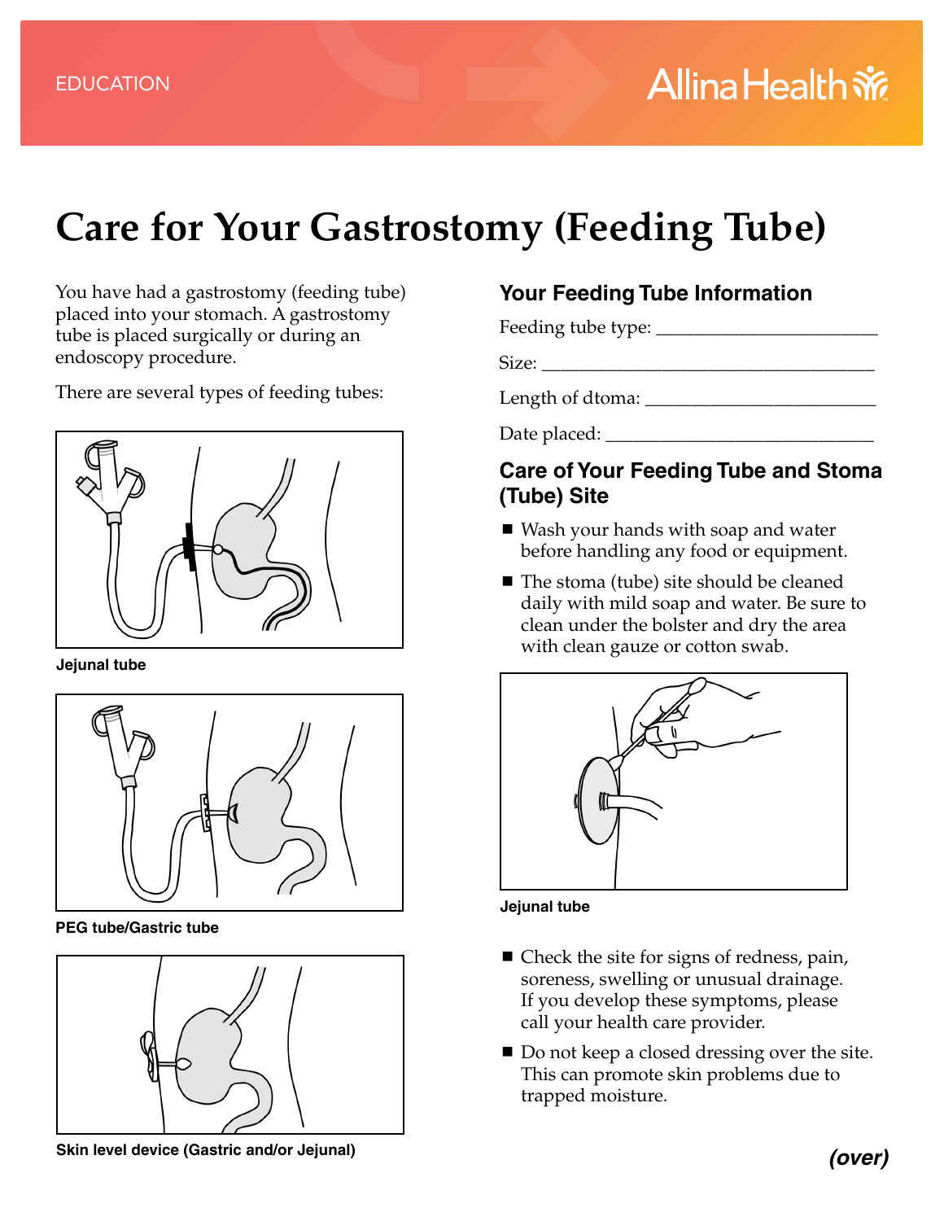EDUCATION

# Care for Your Gastrostomy (Feeding Tube)

You have had a gastrostomy (feeding tube) placed into your stomach. A gastrostomy tube is placed surgically or during an endoscopy procedure.

There are several types of feeding tubes:

**Jejunal tube**

**PEG tube/Gastric tube**

**Skin level device (Gastric and/or Jejunal)**

## Your Feeding Tube Information

Feeding tube type: ______________________

Size: ________________________________

Length of dtoma: _______________________

Date placed: ___________________________

## Care of Your Feeding Tube and Stoma (Tube) Site

- Wash your hands with soap and water before handling any food or equipment.
- The stoma (tube) site should be cleaned daily with mild soap and water. Be sure to clean under the bolster and dry the area with clean gauze or cotton swab.

**Jejunal tube**

- Check the site for signs of redness, pain, soreness, swelling or unusual drainage. If you develop these symptoms, please call your health care provider.
- Do not keep a closed dressing over the site. This can promote skin problems due to trapped moisture.

***(over)***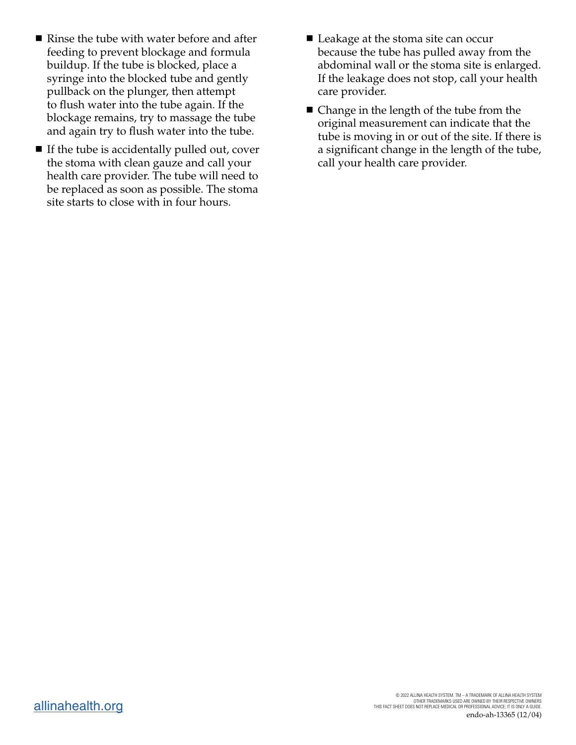- Rinse the tube with water before and after feeding to prevent blockage and formula buildup. If the tube is blocked, place a syringe into the blocked tube and gently pullback on the plunger, then attempt to flush water into the tube again. If the blockage remains, try to massage the tube and again try to flush water into the tube.
- If the tube is accidentally pulled out, cover the stoma with clean gauze and call your health care provider. The tube will need to be replaced as soon as possible. The stoma site starts to close with in four hours.
- Leakage at the stoma site can occur because the tube has pulled away from the abdominal wall or the stoma site is enlarged. If the leakage does not stop, call your health care provider.
- Change in the length of the tube from the original measurement can indicate that the tube is moving in or out of the site. If there is a significant change in the length of the tube, call your health care provider.

allinahealth.org

© 2022 ALLINA HEALTH SYSTEM. TM – A TRADEMARK OF ALLINA HEALTH SYSTEM
OTHER TRADEMARKS USED ARE OWNED BY THEIR RESPECTIVE OWNERS
THIS FACT SHEET DOES NOT REPLACE MEDICAL OR PROFESSIONAL ADVICE; IT IS ONLY A GUIDE.
endo-ah-13365 (12/04)